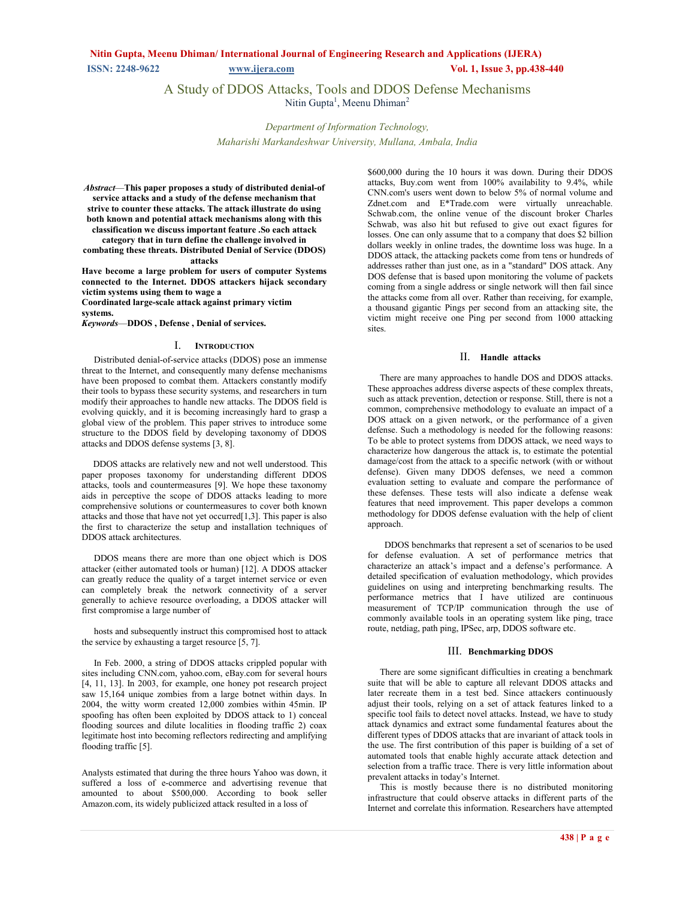# A Study of DDOS Attacks, Tools and DDOS Defense Mechanisms

Nitin Gupta[1], Meenu Dhiman[2]

*Department of Information Technology,*
*Maharishi Markandeshwar University, Mullana, Ambala, India*

***Abstract*—This paper proposes a study of distributed denial-of service attacks and a study of the defense mechanism that strive to counter these attacks. The attack illustrate do using both known and potential attack mechanisms along with this classification we discuss important feature .So each attack category that in turn define the challenge involved in combating these threats. Distributed Denial of Service (DDOS) attacks Have become a large problem for users of computer Systems connected to the Internet. DDOS attackers hijack secondary victim systems using them to wage a Coordinated large-scale attack against primary victim systems.**

***Keywords*—DDOS , Defense , Denial of services.**

## I. Introduction

Distributed denial-of-service attacks (DDOS) pose an immense threat to the Internet, and consequently many defense mechanisms have been proposed to combat them. Attackers constantly modify their tools to bypass these security systems, and researchers in turn modify their approaches to handle new attacks. The DDOS field is evolving quickly, and it is becoming increasingly hard to grasp a global view of the problem. This paper strives to introduce some structure to the DDOS field by developing taxonomy of DDOS attacks and DDOS defense systems [3, 8].

DDOS attacks are relatively new and not well understood. This paper proposes taxonomy for understanding different DDOS attacks, tools and countermeasures [9]. We hope these taxonomy aids in perceptive the scope of DDOS attacks leading to more comprehensive solutions or countermeasures to cover both known attacks and those that have not yet occurred[1,3]. This paper is also the first to characterize the setup and installation techniques of DDOS attack architectures.

DDOS means there are more than one object which is DOS attacker (either automated tools or human) [12]. A DDOS attacker can greatly reduce the quality of a target internet service or even can completely break the network connectivity of a server generally to achieve resource overloading, a DDOS attacker will first compromise a large number of

hosts and subsequently instruct this compromised host to attack the service by exhausting a target resource [5, 7].

In Feb. 2000, a string of DDOS attacks crippled popular with sites including CNN.com, yahoo.com, eBay.com for several hours [4, 11, 13]. In 2003, for example, one honey pot research project saw 15,164 unique zombies from a large botnet within days. In 2004, the witty worm created 12,000 zombies within 45min. IP spoofing has often been exploited by DDOS attack to 1) conceal flooding sources and dilute localities in flooding traffic 2) coax legitimate host into becoming reflectors redirecting and amplifying flooding traffic [5].

Analysts estimated that during the three hours Yahoo was down, it suffered a loss of e-commerce and advertising revenue that amounted to about $500,000. According to book seller Amazon.com, its widely publicized attack resulted in a loss of $600,000 during the 10 hours it was down. During their DDOS attacks, Buy.com went from 100% availability to 9.4%, while CNN.com's users went down to below 5% of normal volume and Zdnet.com and E*Trade.com were virtually unreachable. Schwab.com, the online venue of the discount broker Charles Schwab, was also hit but refused to give out exact figures for losses. One can only assume that to a company that does $2 billion dollars weekly in online trades, the downtime loss was huge. In a DDOS attack, the attacking packets come from tens or hundreds of addresses rather than just one, as in a "standard" DOS attack. Any DOS defense that is based upon monitoring the volume of packets coming from a single address or single network will then fail since the attacks come from all over. Rather than receiving, for example, a thousand gigantic Pings per second from an attacking site, the victim might receive one Ping per second from 1000 attacking sites.

## II. Handle attacks

There are many approaches to handle DOS and DDOS attacks. These approaches address diverse aspects of these complex threats, such as attack prevention, detection or response. Still, there is not a common, comprehensive methodology to evaluate an impact of a DOS attack on a given network, or the performance of a given defense. Such a methodology is needed for the following reasons: To be able to protect systems from DDOS attack, we need ways to characterize how dangerous the attack is, to estimate the potential damage/cost from the attack to a specific network (with or without defense). Given many DDOS defenses, we need a common evaluation setting to evaluate and compare the performance of these defenses. These tests will also indicate a defense weak features that need improvement. This paper develops a common methodology for DDOS defense evaluation with the help of client approach.

DDOS benchmarks that represent a set of scenarios to be used for defense evaluation. A set of performance metrics that characterize an attack's impact and a defense's performance. A detailed specification of evaluation methodology, which provides guidelines on using and interpreting benchmarking results. The performance metrics that I have utilized are continuous measurement of TCP/IP communication through the use of commonly available tools in an operating system like ping, trace route, netdiag, path ping, IPSec, arp, DDOS software etc.

## III. Benchmarking DDOS

There are some significant difficulties in creating a benchmark suite that will be able to capture all relevant DDOS attacks and later recreate them in a test bed. Since attackers continuously adjust their tools, relying on a set of attack features linked to a specific tool fails to detect novel attacks. Instead, we have to study attack dynamics and extract some fundamental features about the different types of DDOS attacks that are invariant of attack tools in the use. The first contribution of this paper is building of a set of automated tools that enable highly accurate attack detection and selection from a traffic trace. There is very little information about prevalent attacks in today's Internet.

This is mostly because there is no distributed monitoring infrastructure that could observe attacks in different parts of the Internet and correlate this information. Researchers have attempted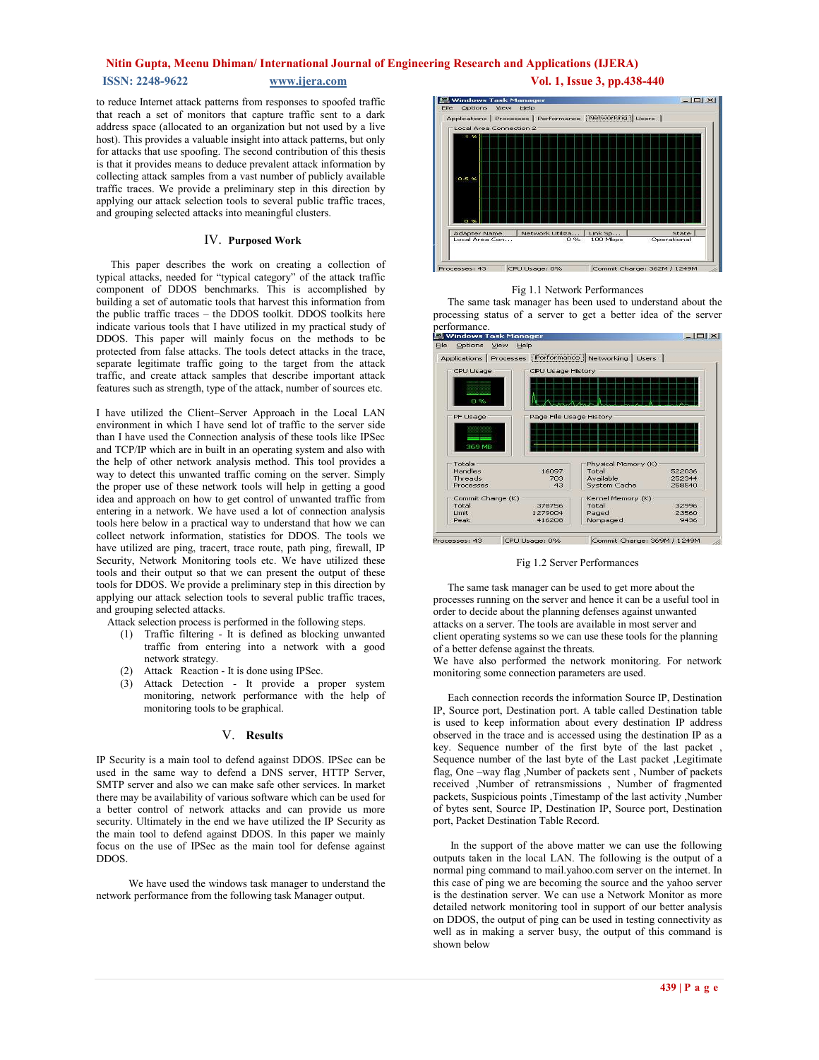to reduce Internet attack patterns from responses to spoofed traffic that reach a set of monitors that capture traffic sent to a dark address space (allocated to an organization but not used by a live host). This provides a valuable insight into attack patterns, but only for attacks that use spoofing. The second contribution of this thesis is that it provides means to deduce prevalent attack information by collecting attack samples from a vast number of publicly available traffic traces. We provide a preliminary step in this direction by applying our attack selection tools to several public traffic traces, and grouping selected attacks into meaningful clusters.

## IV. Purposed Work

This paper describes the work on creating a collection of typical attacks, needed for "typical category" of the attack traffic component of DDOS benchmarks. This is accomplished by building a set of automatic tools that harvest this information from the public traffic traces – the DDOS toolkit. DDOS toolkits here indicate various tools that I have utilized in my practical study of DDOS. This paper will mainly focus on the methods to be protected from false attacks. The tools detect attacks in the trace, separate legitimate traffic going to the target from the attack traffic, and create attack samples that describe important attack features such as strength, type of the attack, number of sources etc.

I have utilized the Client–Server Approach in the Local LAN environment in which I have send lot of traffic to the server side than I have used the Connection analysis of these tools like IPSec and TCP/IP which are in built in an operating system and also with the help of other network analysis method. This tool provides a way to detect this unwanted traffic coming on the server. Simply the proper use of these network tools will help in getting a good idea and approach on how to get control of unwanted traffic from entering in a network. We have used a lot of connection analysis tools here below in a practical way to understand that how we can collect network information, statistics for DDOS. The tools we have utilized are ping, tracert, trace route, path ping, firewall, IP Security, Network Monitoring tools etc. We have utilized these tools and their output so that we can present the output of these tools for DDOS. We provide a preliminary step in this direction by applying our attack selection tools to several public traffic traces, and grouping selected attacks.

Attack selection process is performed in the following steps.

(1) Traffic filtering - It is defined as blocking unwanted traffic from entering into a network with a good network strategy.
(2) Attack Reaction - It is done using IPSec.
(3) Attack Detection - It provide a proper system monitoring, network performance with the help of monitoring tools to be graphical.

## V. Results

IP Security is a main tool to defend against DDOS. IPSec can be used in the same way to defend a DNS server, HTTP Server, SMTP server and also we can make safe other services. In market there may be availability of various software which can be used for a better control of network attacks and can provide us more security. Ultimately in the end we have utilized the IP Security as the main tool to defend against DDOS. In this paper we mainly focus on the use of IPSec as the main tool for defense against DDOS.

We have used the windows task manager to understand the network performance from the following task Manager output.

Fig 1.1 Network Performances

The same task manager has been used to understand about the processing status of a server to get a better idea of the server performance.

Fig 1.2 Server Performances

The same task manager can be used to get more about the processes running on the server and hence it can be a useful tool in order to decide about the planning defenses against unwanted attacks on a server. The tools are available in most server and client operating systems so we can use these tools for the planning of a better defense against the threats.

We have also performed the network monitoring. For network monitoring some connection parameters are used.

Each connection records the information Source IP, Destination IP, Source port, Destination port. A table called Destination table is used to keep information about every destination IP address observed in the trace and is accessed using the destination IP as a key. Sequence number of the first byte of the last packet , Sequence number of the last byte of the Last packet ,Legitimate flag, One –way flag ,Number of packets sent , Number of packets received ,Number of retransmissions , Number of fragmented packets, Suspicious points ,Timestamp of the last activity ,Number of bytes sent, Source IP, Destination IP, Source port, Destination port, Packet Destination Table Record.

In the support of the above matter we can use the following outputs taken in the local LAN. The following is the output of a normal ping command to mail.yahoo.com server on the internet. In this case of ping we are becoming the source and the yahoo server is the destination server. We can use a Network Monitor as more detailed network monitoring tool in support of our better analysis on DDOS, the output of ping can be used in testing connectivity as well as in making a server busy, the output of this command is shown below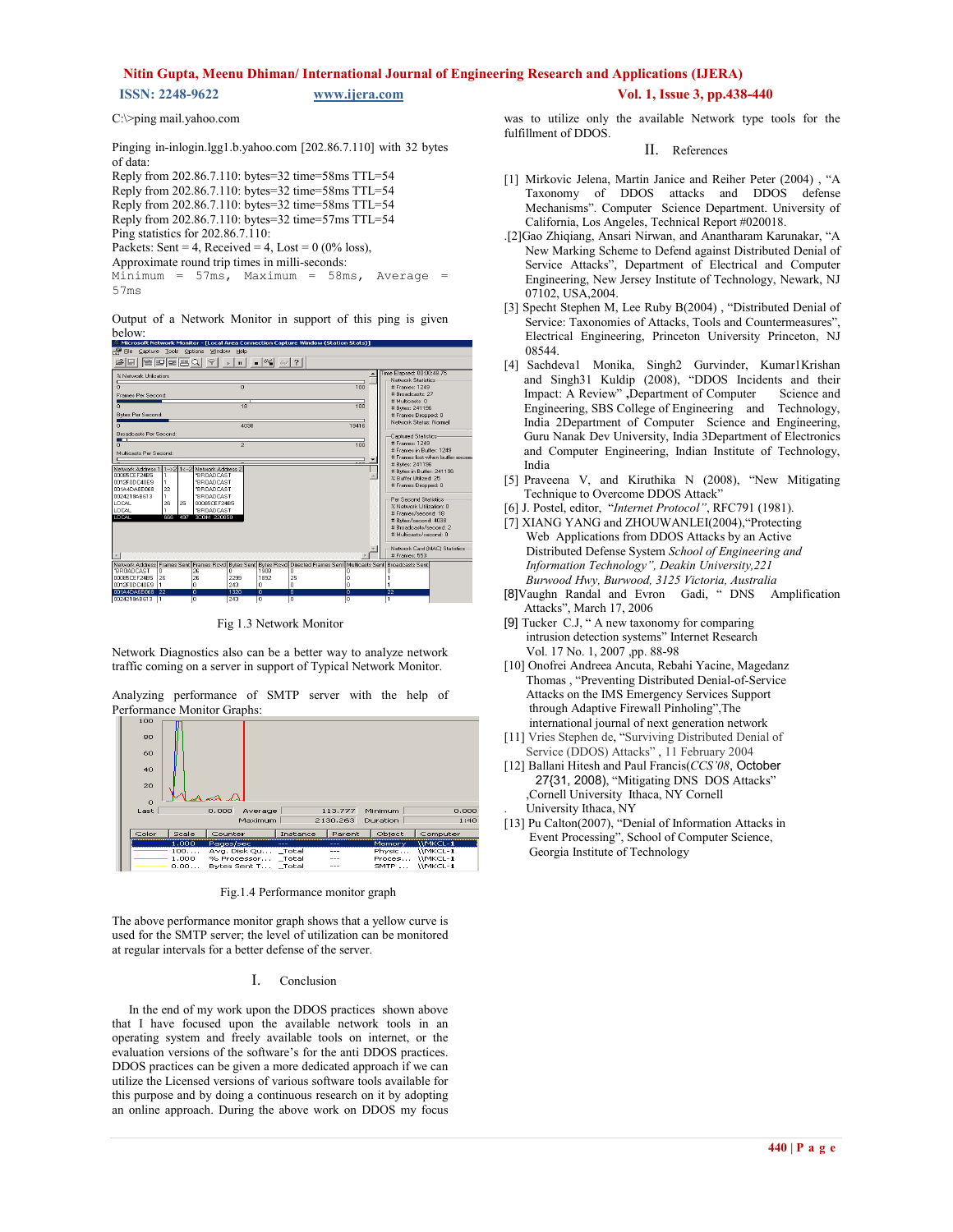C:\>ping mail.yahoo.com

Pinging in-inlogin.lgg1.b.yahoo.com [202.86.7.110] with 32 bytes of data:
Reply from 202.86.7.110: bytes=32 time=58ms TTL=54
Reply from 202.86.7.110: bytes=32 time=58ms TTL=54
Reply from 202.86.7.110: bytes=32 time=58ms TTL=54
Reply from 202.86.7.110: bytes=32 time=57ms TTL=54
Ping statistics for 202.86.7.110:
Packets: Sent = 4, Received = 4, Lost = 0 (0% loss),
Approximate round trip times in milli-seconds:
Minimum = 57ms, Maximum = 58ms, Average = 57ms

Output of a Network Monitor in support of this ping is given below:

Fig 1.3 Network Monitor

Network Diagnostics also can be a better way to analyze network traffic coming on a server in support of Typical Network Monitor.

Analyzing performance of SMTP server with the help of Performance Monitor Graphs:

Fig.1.4 Performance monitor graph

The above performance monitor graph shows that a yellow curve is used for the SMTP server; the level of utilization can be monitored at regular intervals for a better defense of the server.

# I. Conclusion

In the end of my work upon the DDOS practices shown above that I have focused upon the available network tools in an operating system and freely available tools on internet, or the evaluation versions of the software's for the anti DDOS practices. DDOS practices can be given a more dedicated approach if we can utilize the Licensed versions of various software tools available for this purpose and by doing a continuous research on it by adopting an online approach. During the above work on DDOS my focus was to utilize only the available Network type tools for the fulfillment of DDOS.

# II. References

[1] Mirkovic Jelena, Martin Janice and Reiher Peter (2004) , "A Taxonomy of DDOS attacks and DDOS defense Mechanisms". Computer Science Department. University of California, Los Angeles, Technical Report #020018.

.[2]Gao Zhiqiang, Ansari Nirwan, and Anantharam Karunakar, "A New Marking Scheme to Defend against Distributed Denial of Service Attacks", Department of Electrical and Computer Engineering, New Jersey Institute of Technology, Newark, NJ 07102, USA,2004.

[3] Specht Stephen M, Lee Ruby B(2004) , "Distributed Denial of Service: Taxonomies of Attacks, Tools and Countermeasures", Electrical Engineering, Princeton University Princeton, NJ 08544.

[4] Sachdeva1 Monika, Singh2 Gurvinder, Kumar1Krishan and Singh31 Kuldip (2008), "DDOS Incidents and their Impact: A Review" ,Department of Computer Science and Engineering, SBS College of Engineering and Technology, India 2Department of Computer Science and Engineering, Guru Nanak Dev University, India 3Department of Electronics and Computer Engineering, Indian Institute of Technology, India

[5] Praveena V, and Kiruthika N (2008), "New Mitigating Technique to Overcome DDOS Attack"

[6] J. Postel, editor, "*Internet Protocol"*, RFC791 (1981).

[7] XIANG YANG and ZHOUWANLEI(2004),"Protecting Web Applications from DDOS Attacks by an Active Distributed Defense System *School of Engineering and Information Technology", Deakin University,221 Burwood Hwy, Burwood, 3125 Victoria, Australia*

[8]Vaughn Randal and Evron Gadi, " DNS Amplification Attacks", March 17, 2006

[9] Tucker C.J, " A new taxonomy for comparing intrusion detection systems" Internet Research Vol. 17 No. 1, 2007 ,pp. 88-98

[10] Onofrei Andreea Ancuta, Rebahi Yacine, Magedanz Thomas , "Preventing Distributed Denial-of-Service Attacks on the IMS Emergency Services Support through Adaptive Firewall Pinholing",The international journal of next generation network

[11] Vries Stephen de, "Surviving Distributed Denial of Service (DDOS) Attacks" , 11 February 2004

[12] Ballani Hitesh and Paul Francis(*CCS'08*, October 27{31, 2008), "Mitigating DNS DOS Attacks" ,Cornell University Ithaca, NY Cornell University Ithaca, NY

[13] Pu Calton(2007), "Denial of Information Attacks in Event Processing", School of Computer Science, Georgia Institute of Technology